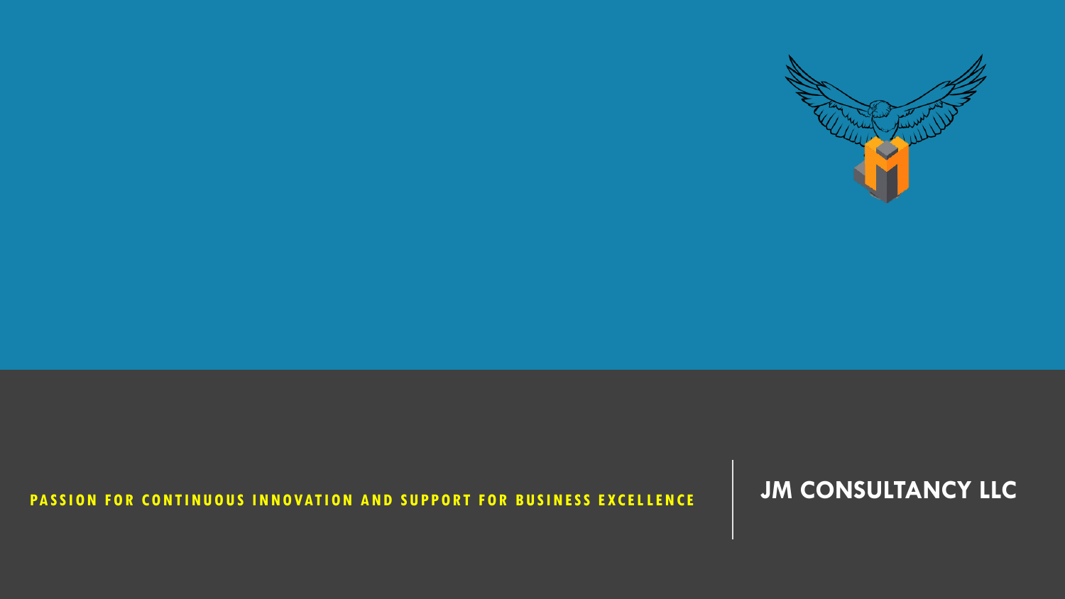# JM CONSULTANCY LLC

**PASSION FOR CONTINUOUS INNOVATION AND SUPPORT FOR BUSINESS EXCELLENCE**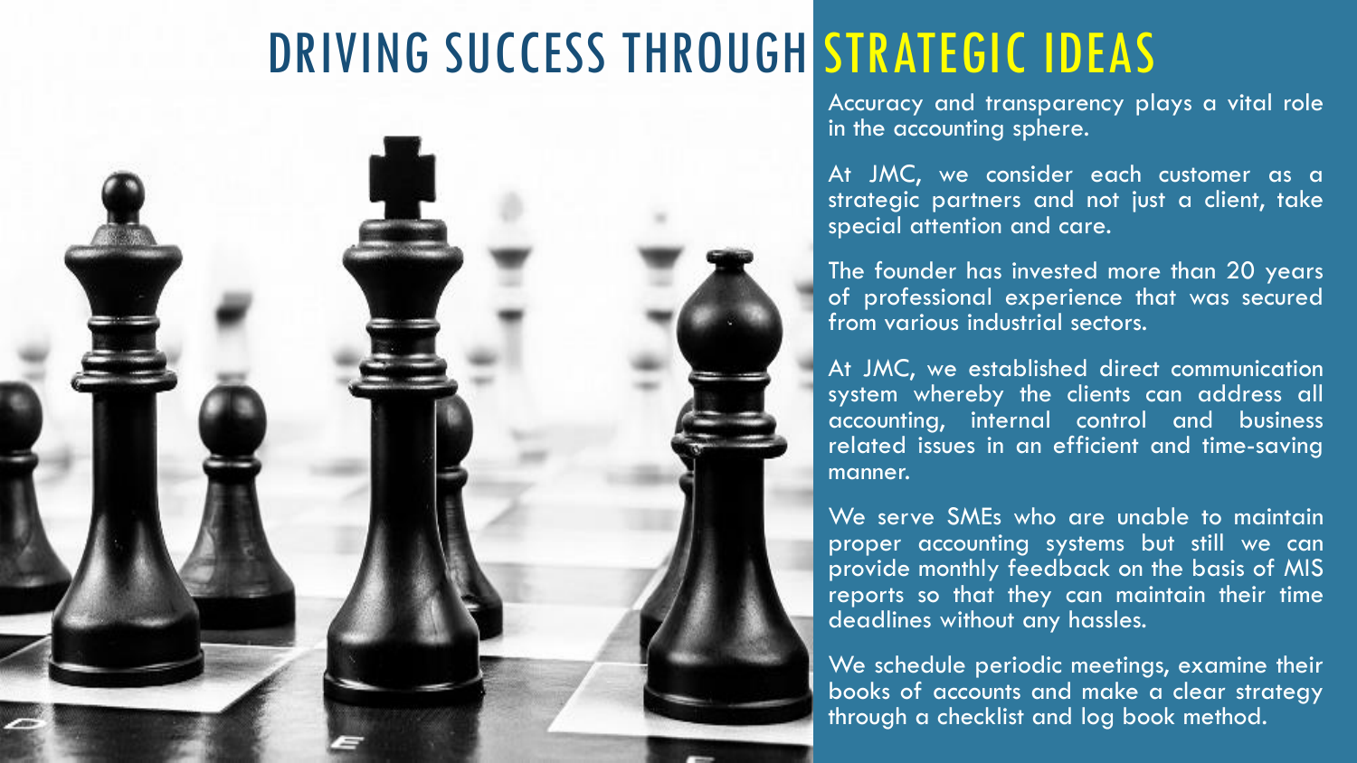# DRIVING SUCCESS THROUGH STRATEGIC IDEAS

Accuracy and transparency plays a vital role in the accounting sphere.

At JMC, we consider each customer as a strategic partners and not just a client, take special attention and care.

The founder has invested more than 20 years of professional experience that was secured from various industrial sectors.

At JMC, we established direct communication system whereby the clients can address all accounting, internal control and business related issues in an efficient and time-saving manner.

We serve SMEs who are unable to maintain proper accounting systems but still we can provide monthly feedback on the basis of MIS reports so that they can maintain their time deadlines without any hassles.

We schedule periodic meetings, examine their books of accounts and make a clear strategy through a checklist and log book method.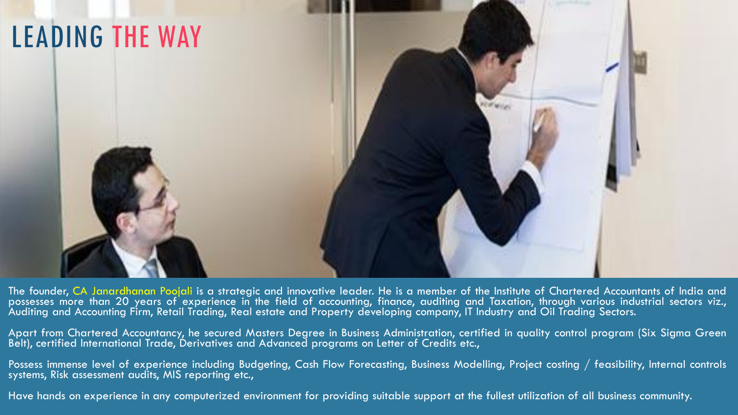# LEADING THE WAY

The founder, CA Janardhanan Poojali is a strategic and innovative leader. He is a member of the Institute of Chartered Accountants of India and possesses more than 20 years of experience in the field of accounting, finance, auditing and Taxation, through various industrial sectors viz., Auditing and Accounting Firm, Retail Trading, Real estate and Property developing company, IT Industry and Oil Trading Sectors.

Apart from Chartered Accountancy, he secured Masters Degree in Business Administration, certified in quality control program (Six Sigma Green Belt), certified International Trade, Derivatives and Advanced programs on Letter of Credits etc.,

Possess immense level of experience including Budgeting, Cash Flow Forecasting, Business Modelling, Project costing / feasibility, Internal controls systems, Risk assessment audits, MIS reporting etc.,

Have hands on experience in any computerized environment for providing suitable support at the fullest utilization of all business community.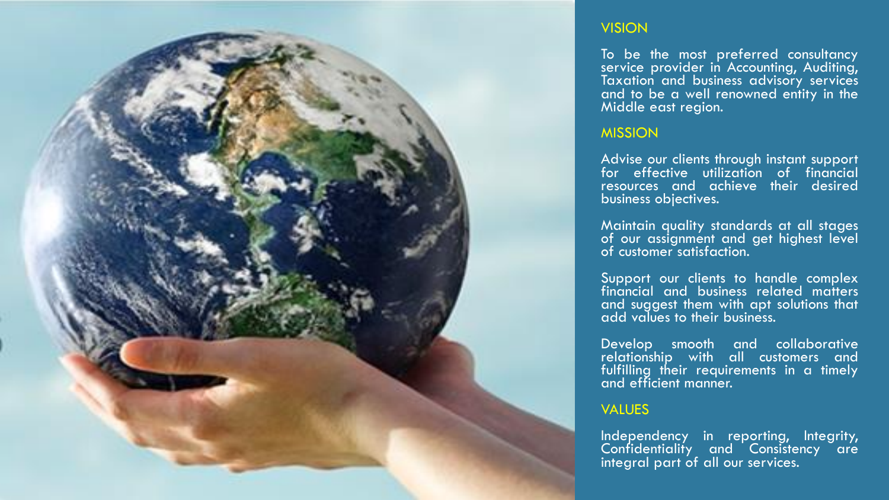## VISION

To be the most preferred consultancy service provider in Accounting, Auditing, Taxation and business advisory services and to be a well renowned entity in the Middle east region.

## MISSION

Advise our clients through instant support for effective utilization of financial resources and achieve their desired business objectives.

Maintain quality standards at all stages of our assignment and get highest level of customer satisfaction.

Support our clients to handle complex financial and business related matters and suggest them with apt solutions that add values to their business.

Develop smooth and collaborative relationship with all customers and fulfilling their requirements in a timely and efficient manner.

## VALUES

Independency in reporting, Integrity, Confidentiality and Consistency are integral part of all our services.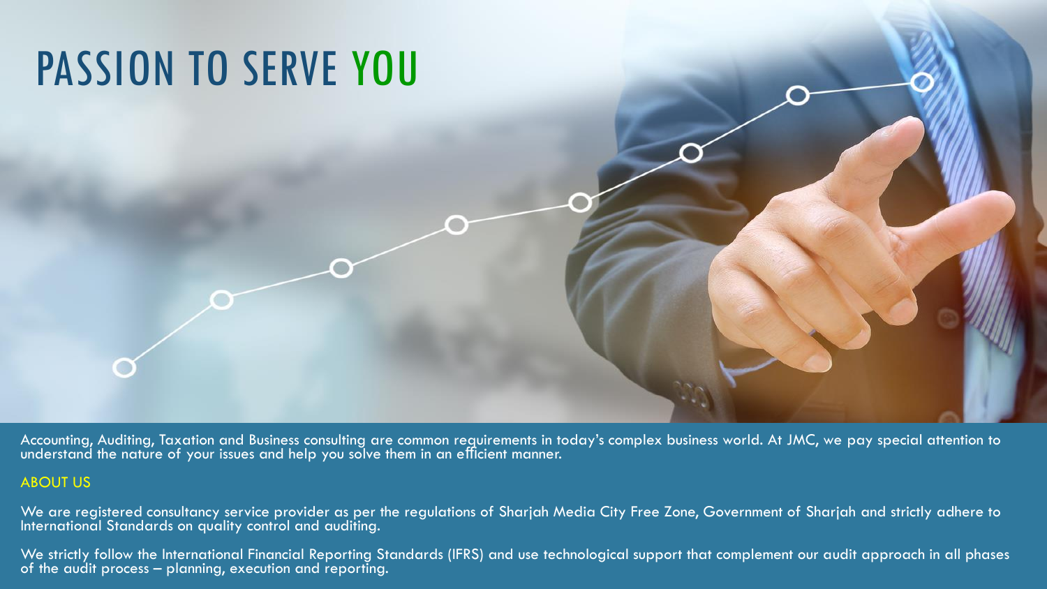# PASSION TO SERVE YOU

Accounting, Auditing, Taxation and Business consulting are common requirements in today's complex business world. At JMC, we pay special attention to understand the nature of your issues and help you solve them in an efficient manner.

## ABOUT US

We are registered consultancy service provider as per the regulations of Sharjah Media City Free Zone, Government of Sharjah and strictly adhere to International Standards on quality control and auditing.

We strictly follow the International Financial Reporting Standards (IFRS) and use technological support that complement our audit approach in all phases of the audit process – planning, execution and reporting.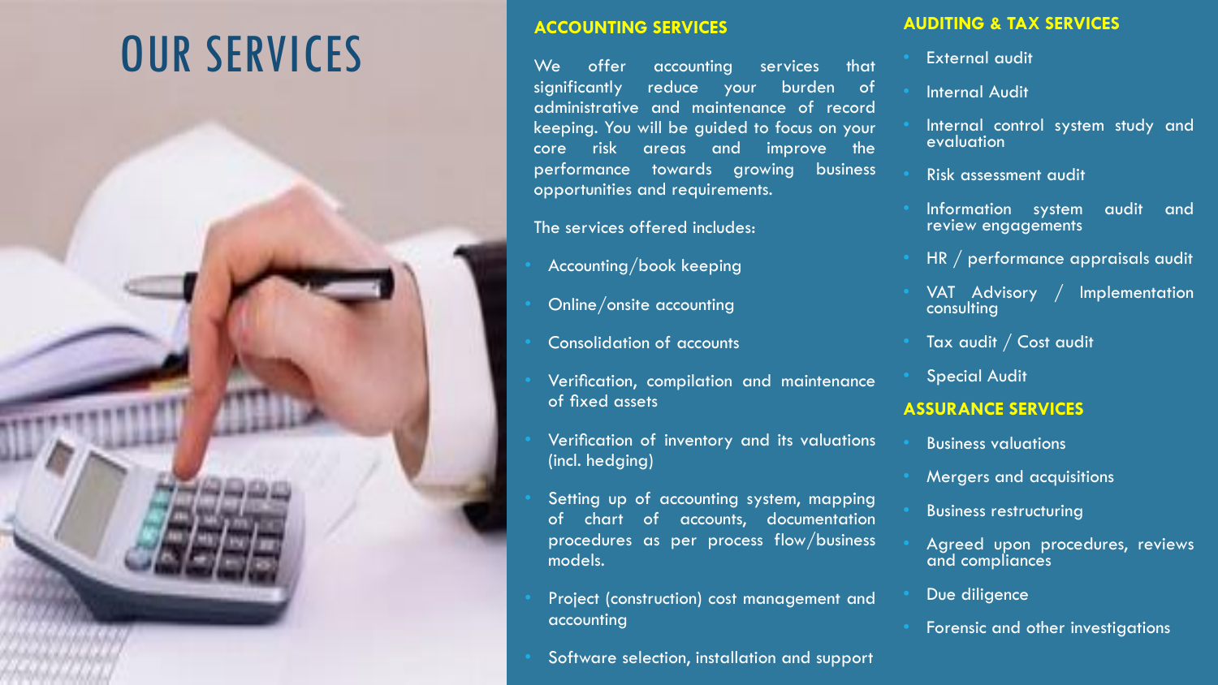# OUR SERVICES

## ACCOUNTING SERVICES

We offer accounting services that significantly reduce your burden of administrative and maintenance of record keeping. You will be guided to focus on your core risk areas and improve the performance towards growing business opportunities and requirements.

The services offered includes:

- Accounting/book keeping
- Online/onsite accounting
- Consolidation of accounts
- Verification, compilation and maintenance of fixed assets
- Verification of inventory and its valuations (incl. hedging)
- Setting up of accounting system, mapping of chart of accounts, documentation procedures as per process flow/business models.
- Project (construction) cost management and accounting
- Software selection, installation and support

## AUDITING & TAX SERVICES

- External audit
- Internal Audit
- Internal control system study and evaluation
- Risk assessment audit
- Information system audit and review engagements
- HR / performance appraisals audit
- VAT Advisory / Implementation consulting
- Tax audit / Cost audit
- Special Audit

## ASSURANCE SERVICES

- Business valuations
- Mergers and acquisitions
- Business restructuring
- Agreed upon procedures, reviews and compliances
- Due diligence
- Forensic and other investigations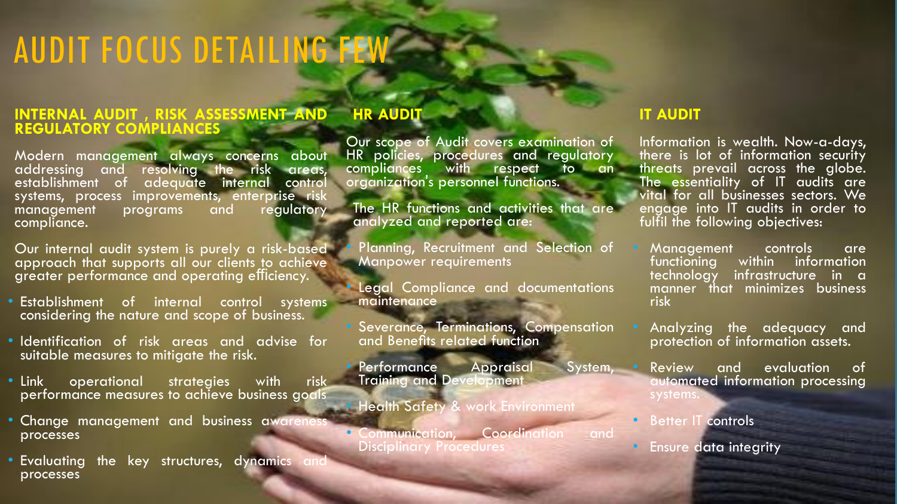# AUDIT FOCUS DETAILING FEW

## INTERNAL AUDIT , RISK ASSESSMENT AND REGULATORY COMPLIANCES

Modern management always concerns about addressing and resolving the risk areas, establishment of adequate internal control systems, process improvements, enterprise risk management programs and regulatory compliance.

Our internal audit system is purely a risk-based approach that supports all our clients to achieve greater performance and operating efficiency.

- Establishment of internal control systems considering the nature and scope of business.
- Identification of risk areas and advise for suitable measures to mitigate the risk.
- Link operational strategies with risk performance measures to achieve business goals
- Change management and business awareness processes
- Evaluating the key structures, dynamics and processes

## HR AUDIT

Our scope of Audit covers examination of HR policies, procedures and regulatory compliances with respect to an organization's personnel functions.

The HR functions and activities that are analyzed and reported are:

- Planning, Recruitment and Selection of Manpower requirements
- Legal Compliance and documentations maintenance
- Severance, Terminations, Compensation and Benefits related function
- Performance Appraisal System, Training and Development
- Health Safety & work Environment
- Communication, Coordination and Disciplinary Procedures

## IT AUDIT

Information is wealth. Now-a-days, there is lot of information security threats prevail across the globe. The essentiality of IT audits are vital for all businesses sectors. We engage into IT audits in order to fulfil the following objectives:

- Management controls are functioning within information technology infrastructure in a manner that minimizes business risk
- Analyzing the adequacy and protection of information assets.
- Review and evaluation of automated information processing systems.
- Better IT controls
- Ensure data integrity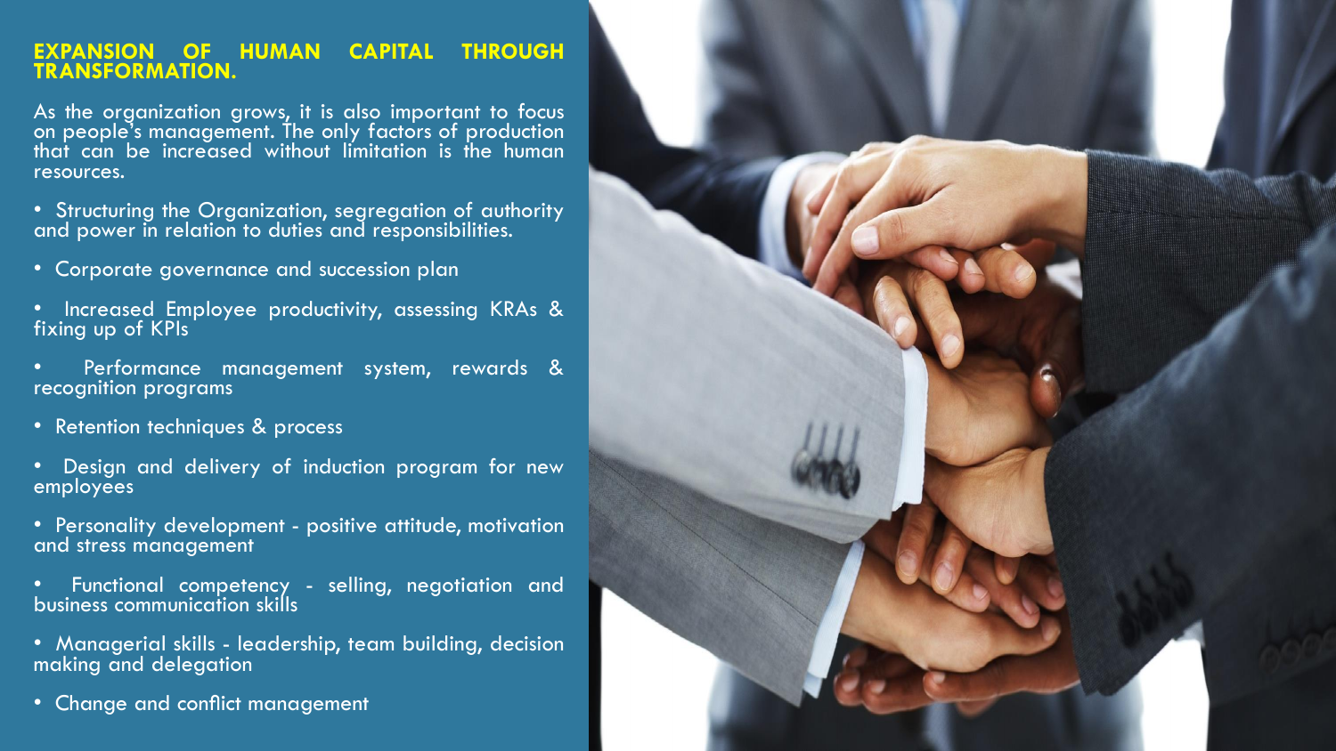## EXPANSION OF HUMAN CAPITAL THROUGH TRANSFORMATION.

As the organization grows, it is also important to focus on people's management. The only factors of production that can be increased without limitation is the human resources.

- Structuring the Organization, segregation of authority and power in relation to duties and responsibilities.
- Corporate governance and succession plan
- Increased Employee productivity, assessing KRAs & fixing up of KPIs
- Performance management system, rewards & recognition programs
- Retention techniques & process
- Design and delivery of induction program for new employees
- Personality development - positive attitude, motivation and stress management
- Functional competency - selling, negotiation and business communication skills
- Managerial skills - leadership, team building, decision making and delegation
- Change and conflict management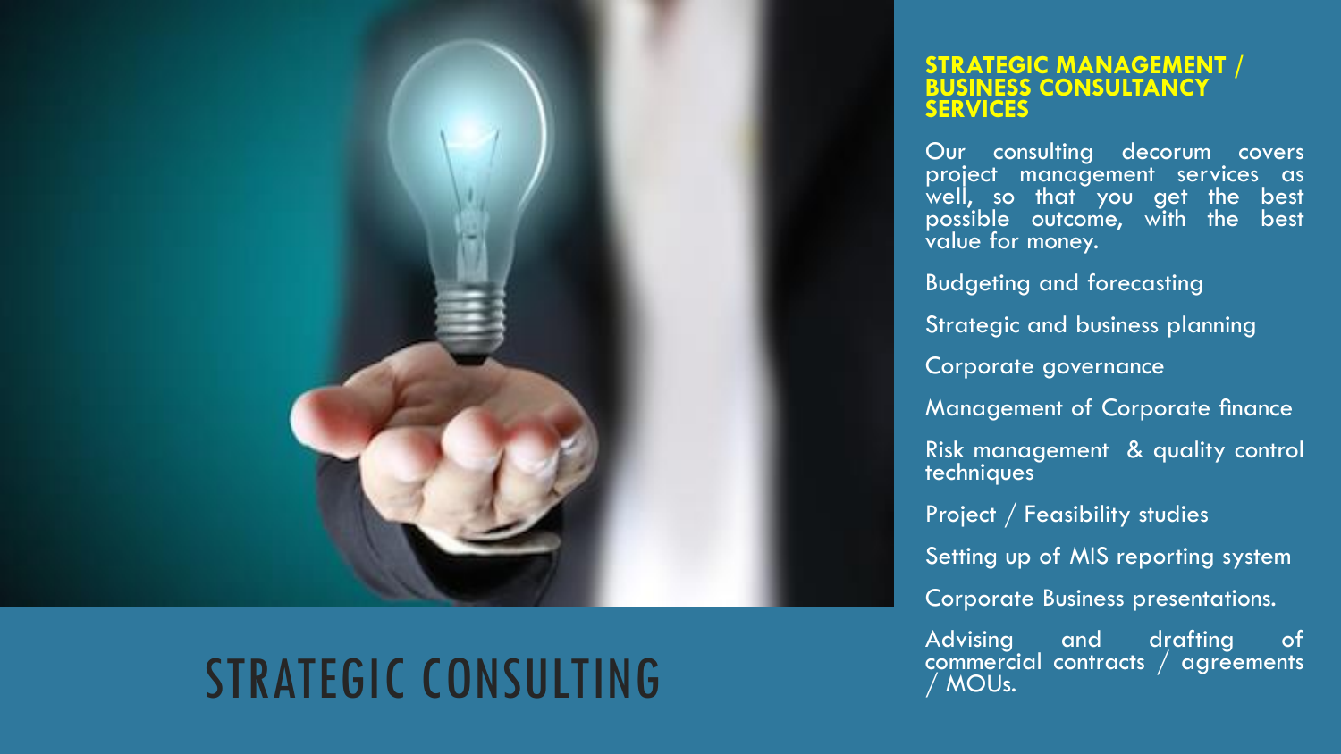# STRATEGIC CONSULTING

## STRATEGIC MANAGEMENT / BUSINESS CONSULTANCY SERVICES

Our consulting decorum covers project management services as well, so that you get the best possible outcome, with the best value for money.

- Budgeting and forecasting
- Strategic and business planning
- Corporate governance
- Management of Corporate finance
- Risk management & quality control techniques
- Project / Feasibility studies
- Setting up of MIS reporting system
- Corporate Business presentations.
- Advising and drafting of commercial contracts / agreements / MOUs.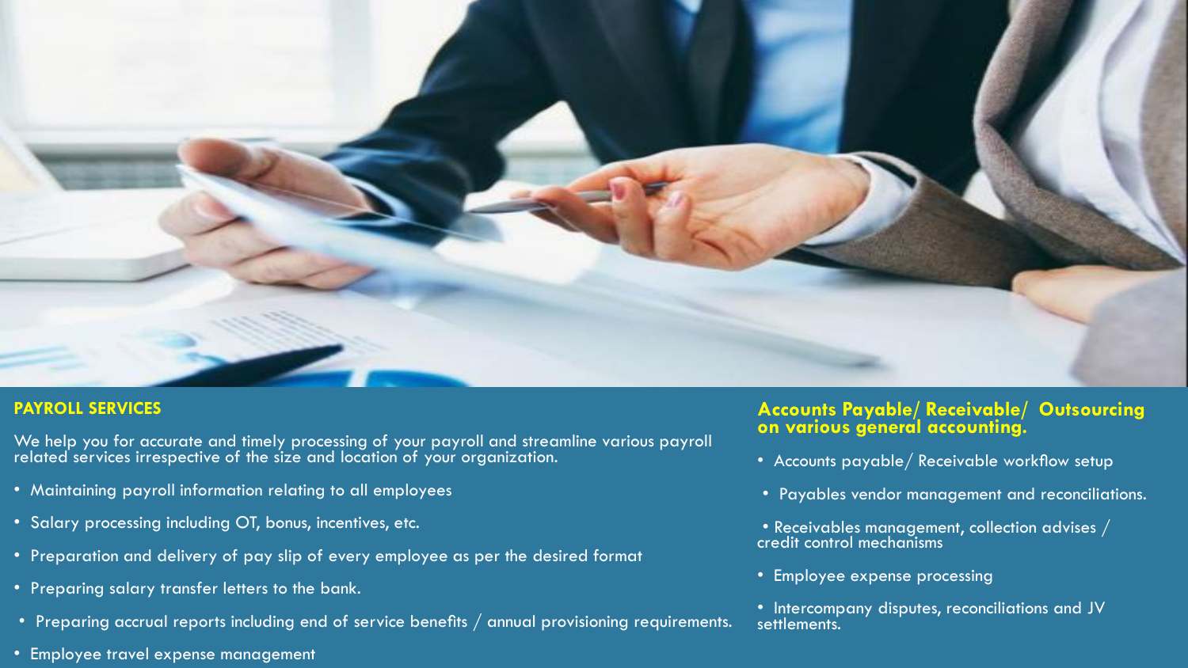## PAYROLL SERVICES

We help you for accurate and timely processing of your payroll and streamline various payroll related services irrespective of the size and location of your organization.

- Maintaining payroll information relating to all employees
- Salary processing including OT, bonus, incentives, etc.
- Preparation and delivery of pay slip of every employee as per the desired format
- Preparing salary transfer letters to the bank.
- Preparing accrual reports including end of service benefits / annual provisioning requirements.
- Employee travel expense management

## Accounts Payable/ Receivable/ Outsourcing on various general accounting.

- Accounts payable/ Receivable workflow setup
- Payables vendor management and reconciliations.
- Receivables management, collection advises / credit control mechanisms
- Employee expense processing
- Intercompany disputes, reconciliations and JV settlements.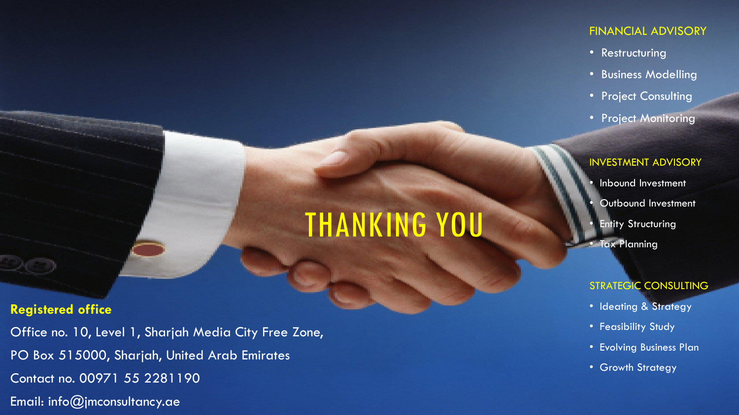# THANKING YOU

## FINANCIAL ADVISORY

- Restructuring
- Business Modelling
- Project Consulting
- Project Monitoring

## INVESTMENT ADVISORY

- Inbound Investment
- Outbound Investment
- Entity Structuring
- Tax Planning

## STRATEGIC CONSULTING

- Ideating & Strategy
- Feasibility Study
- Evolving Business Plan
- Growth Strategy

**Registered office**

Office no. 10, Level 1, Sharjah Media City Free Zone,

PO Box 515000, Sharjah, United Arab Emirates

Contact no. 00971 55 2281190

Email: info@jmconsultancy.ae